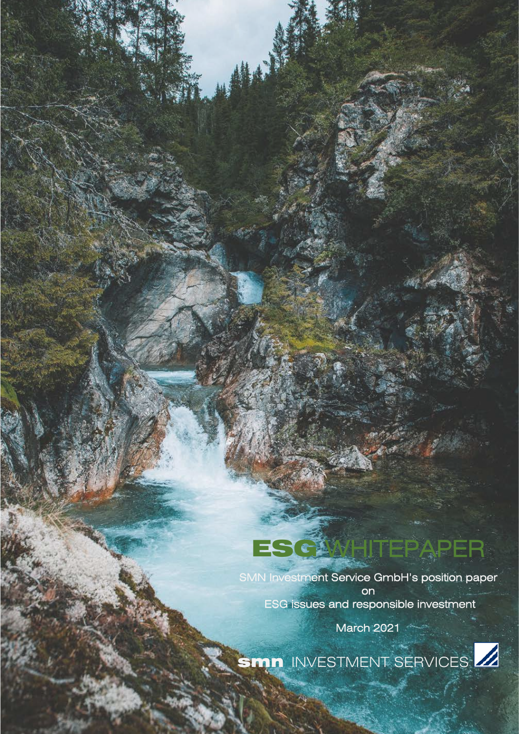# ESG WHITEPAPER

SMN Investment Service GmbH's position paper
on
ESG issues and responsible investment

March 2021

**smn** INVESTMENT SERVICES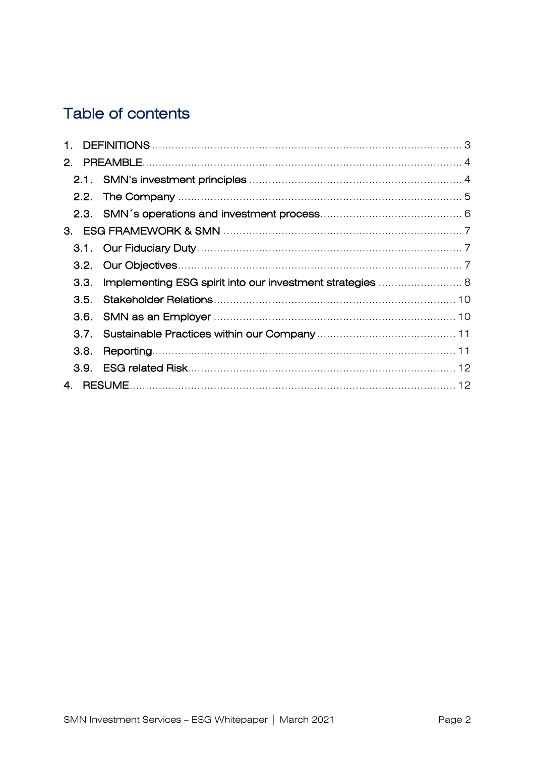# Table of contents

1. DEFINITIONS ... 3
2. PREAMBLE ... 4
   - 2.1. SMN's investment principles ... 4
   - 2.2. The Company ... 5
   - 2.3. SMN´s operations and investment process ... 6
3. ESG FRAMEWORK & SMN ... 7
   - 3.1. Our Fiduciary Duty ... 7
   - 3.2. Our Objectives ... 7
   - 3.3. Implementing ESG spirit into our investment strategies ... 8
   - 3.5. Stakeholder Relations ... 10
   - 3.6. SMN as an Employer ... 10
   - 3.7. Sustainable Practices within our Company ... 11
   - 3.8. Reporting ... 11
   - 3.9. ESG related Risk ... 12
4. RESUME ... 12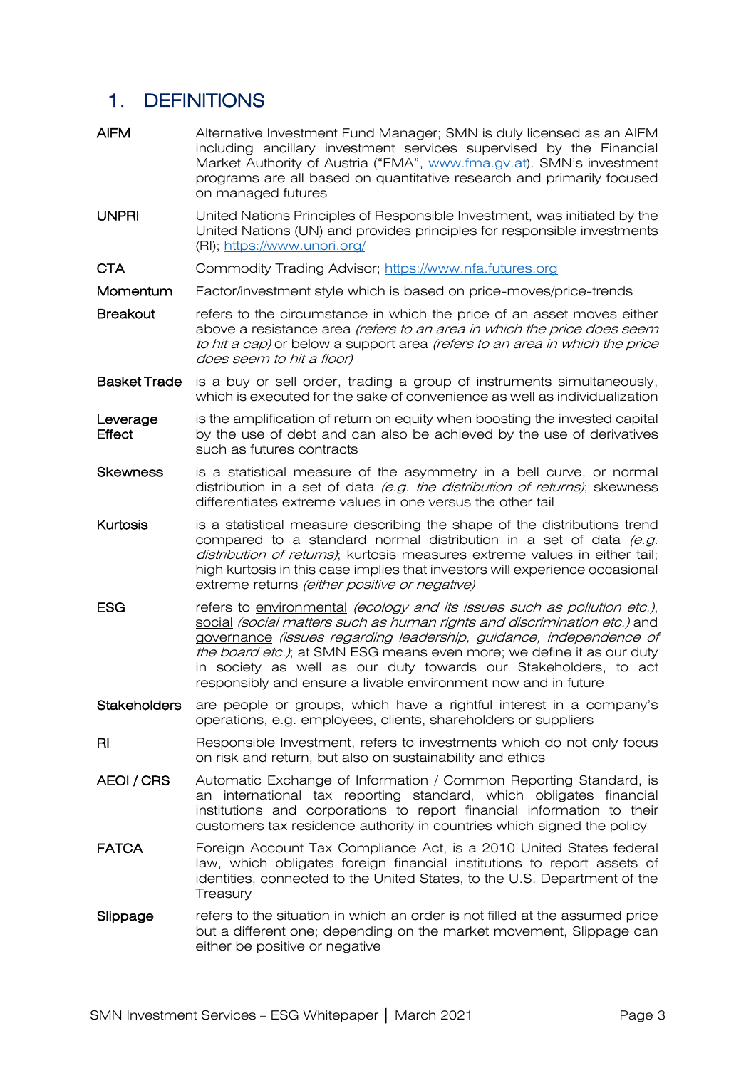# 1. DEFINITIONS

**AIFM**
Alternative Investment Fund Manager; SMN is duly licensed as an AIFM including ancillary investment services supervised by the Financial Market Authority of Austria ("FMA", www.fma.gv.at). SMN's investment programs are all based on quantitative research and primarily focused on managed futures

**UNPRI**
United Nations Principles of Responsible Investment, was initiated by the United Nations (UN) and provides principles for responsible investments (RI); https://www.unpri.org/

**CTA**
Commodity Trading Advisor; https://www.nfa.futures.org

**Momentum**
Factor/investment style which is based on price-moves/price-trends

**Breakout**
refers to the circumstance in which the price of an asset moves either above a resistance area *(refers to an area in which the price does seem to hit a cap)* or below a support area *(refers to an area in which the price does seem to hit a floor)*

**Basket Trade**
is a buy or sell order, trading a group of instruments simultaneously, which is executed for the sake of convenience as well as individualization

**Leverage Effect**
is the amplification of return on equity when boosting the invested capital by the use of debt and can also be achieved by the use of derivatives such as futures contracts

**Skewness**
is a statistical measure of the asymmetry in a bell curve, or normal distribution in a set of data *(e.g. the distribution of returns)*; skewness differentiates extreme values in one versus the other tail

**Kurtosis**
is a statistical measure describing the shape of the distributions trend compared to a standard normal distribution in a set of data *(e.g. distribution of returns)*; kurtosis measures extreme values in either tail; high kurtosis in this case implies that investors will experience occasional extreme returns *(either positive or negative)*

**ESG**
refers to environmental *(ecology and its issues such as pollution etc.)*, social *(social matters such as human rights and discrimination etc.)* and governance *(issues regarding leadership, guidance, independence of the board etc.)*; at SMN ESG means even more; we define it as our duty in society as well as our duty towards our Stakeholders, to act responsibly and ensure a livable environment now and in future

**Stakeholders**
are people or groups, which have a rightful interest in a company's operations, e.g. employees, clients, shareholders or suppliers

**RI**
Responsible Investment, refers to investments which do not only focus on risk and return, but also on sustainability and ethics

**AEOI / CRS**
Automatic Exchange of Information / Common Reporting Standard, is an international tax reporting standard, which obligates financial institutions and corporations to report financial information to their customers tax residence authority in countries which signed the policy

**FATCA**
Foreign Account Tax Compliance Act, is a 2010 United States federal law, which obligates foreign financial institutions to report assets of identities, connected to the United States, to the U.S. Department of the Treasury

**Slippage**
refers to the situation in which an order is not filled at the assumed price but a different one; depending on the market movement, Slippage can either be positive or negative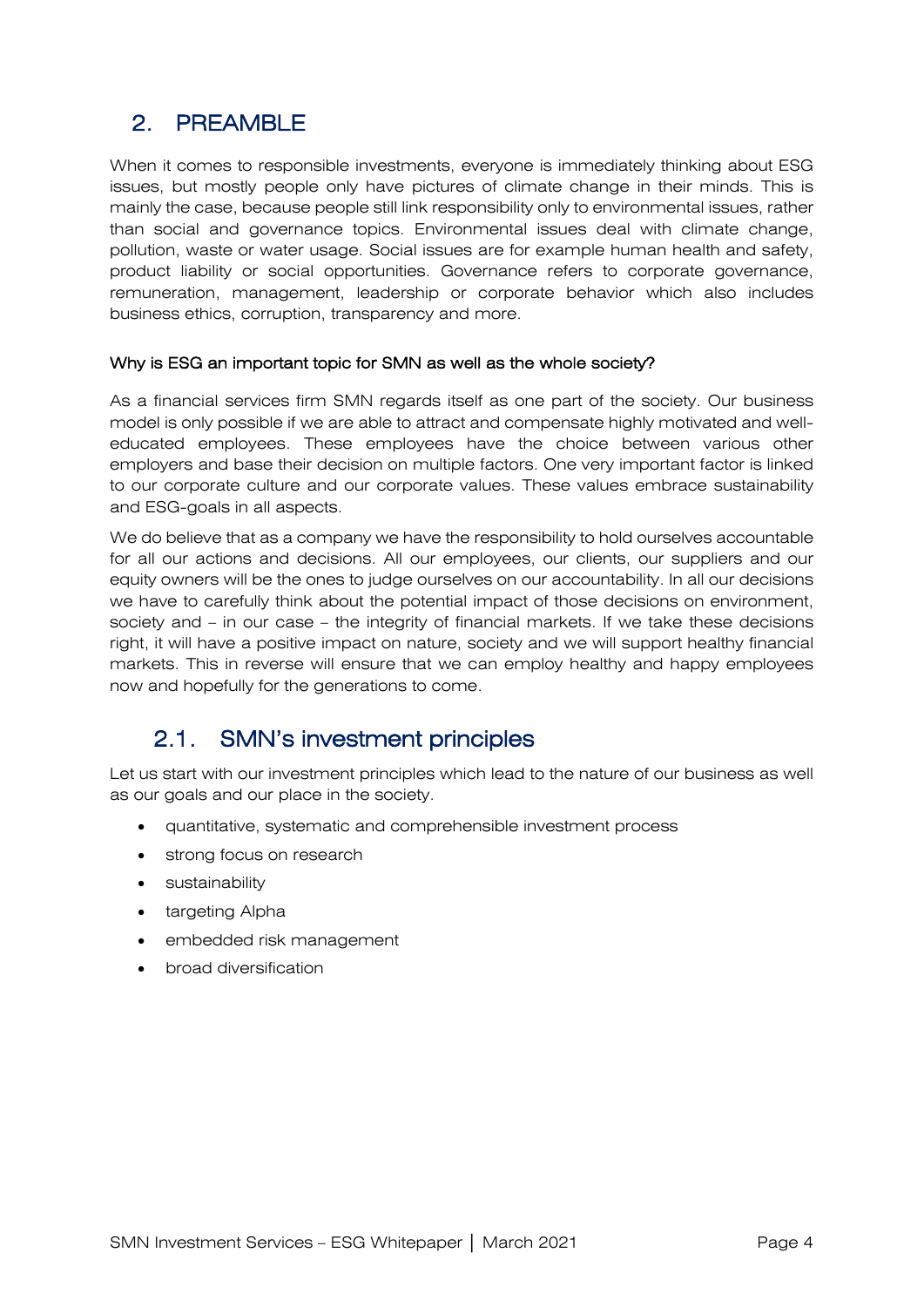## 2. PREAMBLE

When it comes to responsible investments, everyone is immediately thinking about ESG issues, but mostly people only have pictures of climate change in their minds. This is mainly the case, because people still link responsibility only to environmental issues, rather than social and governance topics. Environmental issues deal with climate change, pollution, waste or water usage. Social issues are for example human health and safety, product liability or social opportunities. Governance refers to corporate governance, remuneration, management, leadership or corporate behavior which also includes business ethics, corruption, transparency and more.

#### Why is ESG an important topic for SMN as well as the whole society?

As a financial services firm SMN regards itself as one part of the society. Our business model is only possible if we are able to attract and compensate highly motivated and well-educated employees. These employees have the choice between various other employers and base their decision on multiple factors. One very important factor is linked to our corporate culture and our corporate values. These values embrace sustainability and ESG-goals in all aspects.

We do believe that as a company we have the responsibility to hold ourselves accountable for all our actions and decisions. All our employees, our clients, our suppliers and our equity owners will be the ones to judge ourselves on our accountability. In all our decisions we have to carefully think about the potential impact of those decisions on environment, society and – in our case – the integrity of financial markets. If we take these decisions right, it will have a positive impact on nature, society and we will support healthy financial markets. This in reverse will ensure that we can employ healthy and happy employees now and hopefully for the generations to come.

### 2.1. SMN's investment principles

Let us start with our investment principles which lead to the nature of our business as well as our goals and our place in the society.

- quantitative, systematic and comprehensible investment process
- strong focus on research
- sustainability
- targeting Alpha
- embedded risk management
- broad diversification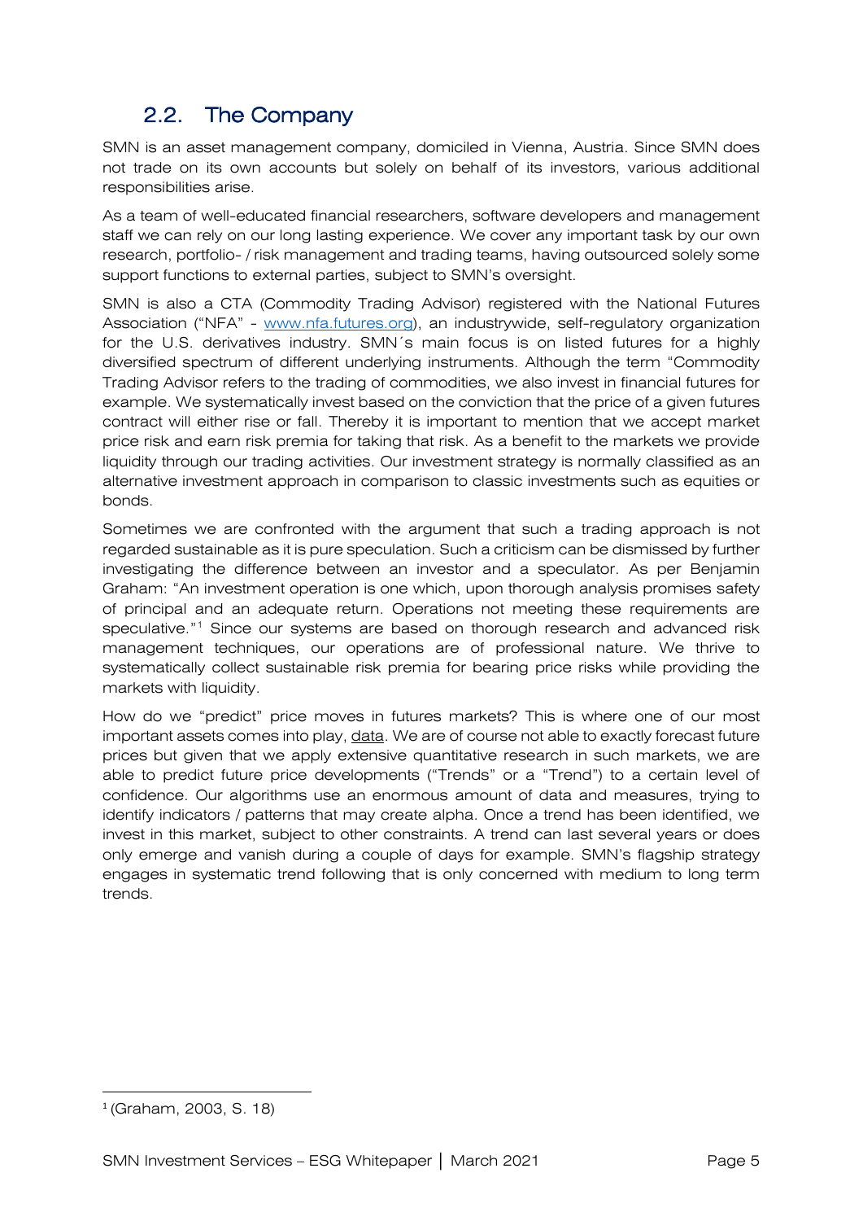## 2.2. The Company

SMN is an asset management company, domiciled in Vienna, Austria. Since SMN does not trade on its own accounts but solely on behalf of its investors, various additional responsibilities arise.

As a team of well-educated financial researchers, software developers and management staff we can rely on our long lasting experience. We cover any important task by our own research, portfolio- / risk management and trading teams, having outsourced solely some support functions to external parties, subject to SMN's oversight.

SMN is also a CTA (Commodity Trading Advisor) registered with the National Futures Association ("NFA" - [www.nfa.futures.org](www.nfa.futures.org)), an industrywide, self-regulatory organization for the U.S. derivatives industry. SMN´s main focus is on listed futures for a highly diversified spectrum of different underlying instruments. Although the term "Commodity Trading Advisor refers to the trading of commodities, we also invest in financial futures for example. We systematically invest based on the conviction that the price of a given futures contract will either rise or fall. Thereby it is important to mention that we accept market price risk and earn risk premia for taking that risk. As a benefit to the markets we provide liquidity through our trading activities. Our investment strategy is normally classified as an alternative investment approach in comparison to classic investments such as equities or bonds.

Sometimes we are confronted with the argument that such a trading approach is not regarded sustainable as it is pure speculation. Such a criticism can be dismissed by further investigating the difference between an investor and a speculator. As per Benjamin Graham: "An investment operation is one which, upon thorough analysis promises safety of principal and an adequate return. Operations not meeting these requirements are speculative."[1] Since our systems are based on thorough research and advanced risk management techniques, our operations are of professional nature. We thrive to systematically collect sustainable risk premia for bearing price risks while providing the markets with liquidity.

How do we "predict" price moves in futures markets? This is where one of our most important assets comes into play, data. We are of course not able to exactly forecast future prices but given that we apply extensive quantitative research in such markets, we are able to predict future price developments ("Trends" or a "Trend") to a certain level of confidence. Our algorithms use an enormous amount of data and measures, trying to identify indicators / patterns that may create alpha. Once a trend has been identified, we invest in this market, subject to other constraints. A trend can last several years or does only emerge and vanish during a couple of days for example. SMN's flagship strategy engages in systematic trend following that is only concerned with medium to long term trends.

[1] (Graham, 2003, S. 18)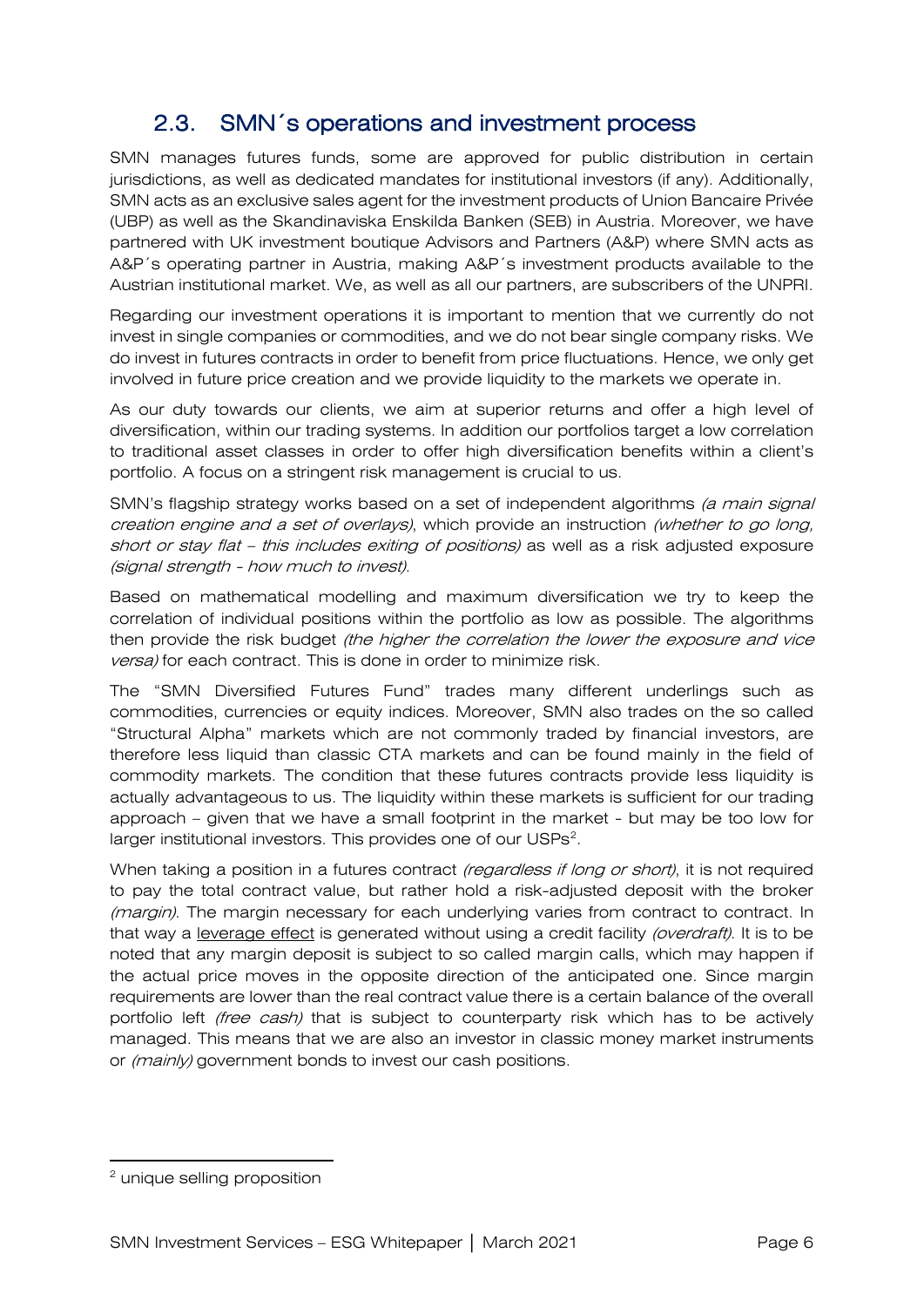## 2.3. SMN´s operations and investment process

SMN manages futures funds, some are approved for public distribution in certain jurisdictions, as well as dedicated mandates for institutional investors (if any). Additionally, SMN acts as an exclusive sales agent for the investment products of Union Bancaire Privée (UBP) as well as the Skandinaviska Enskilda Banken (SEB) in Austria. Moreover, we have partnered with UK investment boutique Advisors and Partners (A&P) where SMN acts as A&P´s operating partner in Austria, making A&P´s investment products available to the Austrian institutional market. We, as well as all our partners, are subscribers of the UNPRI.

Regarding our investment operations it is important to mention that we currently do not invest in single companies or commodities, and we do not bear single company risks. We do invest in futures contracts in order to benefit from price fluctuations. Hence, we only get involved in future price creation and we provide liquidity to the markets we operate in.

As our duty towards our clients, we aim at superior returns and offer a high level of diversification, within our trading systems. In addition our portfolios target a low correlation to traditional asset classes in order to offer high diversification benefits within a client's portfolio. A focus on a stringent risk management is crucial to us.

SMN's flagship strategy works based on a set of independent algorithms *(a main signal creation engine and a set of overlays)*, which provide an instruction *(whether to go long, short or stay flat – this includes exiting of positions)* as well as a risk adjusted exposure *(signal strength - how much to invest)*.

Based on mathematical modelling and maximum diversification we try to keep the correlation of individual positions within the portfolio as low as possible. The algorithms then provide the risk budget *(the higher the correlation the lower the exposure and vice versa)* for each contract. This is done in order to minimize risk.

The "SMN Diversified Futures Fund" trades many different underlings such as commodities, currencies or equity indices. Moreover, SMN also trades on the so called "Structural Alpha" markets which are not commonly traded by financial investors, are therefore less liquid than classic CTA markets and can be found mainly in the field of commodity markets. The condition that these futures contracts provide less liquidity is actually advantageous to us. The liquidity within these markets is sufficient for our trading approach – given that we have a small footprint in the market - but may be too low for larger institutional investors. This provides one of our USPs[2].

When taking a position in a futures contract *(regardless if long or short)*, it is not required to pay the total contract value, but rather hold a risk-adjusted deposit with the broker *(margin)*. The margin necessary for each underlying varies from contract to contract. In that way a leverage effect is generated without using a credit facility *(overdraft)*. It is to be noted that any margin deposit is subject to so called margin calls, which may happen if the actual price moves in the opposite direction of the anticipated one. Since margin requirements are lower than the real contract value there is a certain balance of the overall portfolio left *(free cash)* that is subject to counterparty risk which has to be actively managed. This means that we are also an investor in classic money market instruments or *(mainly)* government bonds to invest our cash positions.

[2] unique selling proposition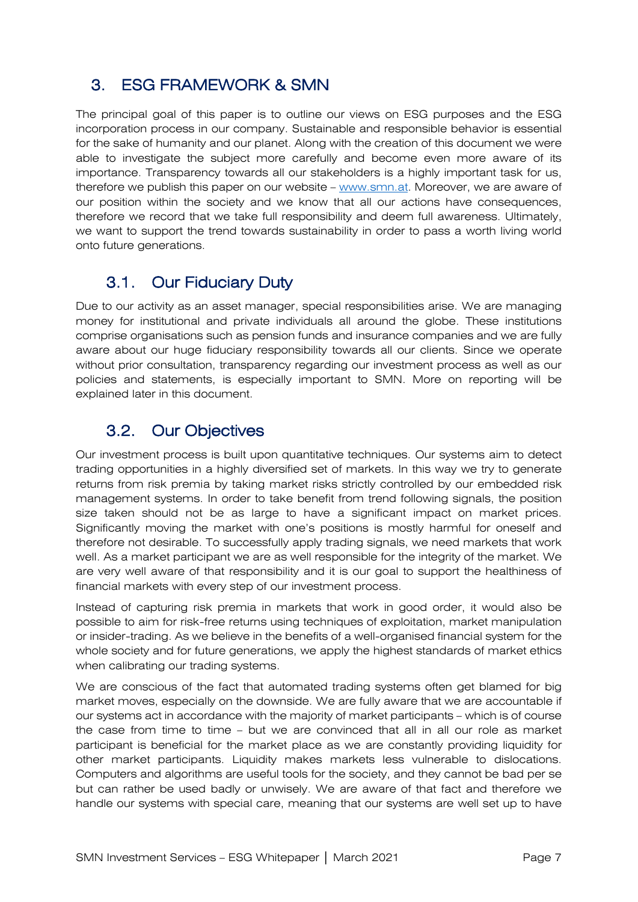## 3. ESG FRAMEWORK & SMN

The principal goal of this paper is to outline our views on ESG purposes and the ESG incorporation process in our company. Sustainable and responsible behavior is essential for the sake of humanity and our planet. Along with the creation of this document we were able to investigate the subject more carefully and become even more aware of its importance. Transparency towards all our stakeholders is a highly important task for us, therefore we publish this paper on our website – [www.smn.at](http://www.smn.at). Moreover, we are aware of our position within the society and we know that all our actions have consequences, therefore we record that we take full responsibility and deem full awareness. Ultimately, we want to support the trend towards sustainability in order to pass a worth living world onto future generations.

### 3.1. Our Fiduciary Duty

Due to our activity as an asset manager, special responsibilities arise. We are managing money for institutional and private individuals all around the globe. These institutions comprise organisations such as pension funds and insurance companies and we are fully aware about our huge fiduciary responsibility towards all our clients. Since we operate without prior consultation, transparency regarding our investment process as well as our policies and statements, is especially important to SMN. More on reporting will be explained later in this document.

### 3.2. Our Objectives

Our investment process is built upon quantitative techniques. Our systems aim to detect trading opportunities in a highly diversified set of markets. In this way we try to generate returns from risk premia by taking market risks strictly controlled by our embedded risk management systems. In order to take benefit from trend following signals, the position size taken should not be as large to have a significant impact on market prices. Significantly moving the market with one's positions is mostly harmful for oneself and therefore not desirable. To successfully apply trading signals, we need markets that work well. As a market participant we are as well responsible for the integrity of the market. We are very well aware of that responsibility and it is our goal to support the healthiness of financial markets with every step of our investment process.

Instead of capturing risk premia in markets that work in good order, it would also be possible to aim for risk-free returns using techniques of exploitation, market manipulation or insider-trading. As we believe in the benefits of a well-organised financial system for the whole society and for future generations, we apply the highest standards of market ethics when calibrating our trading systems.

We are conscious of the fact that automated trading systems often get blamed for big market moves, especially on the downside. We are fully aware that we are accountable if our systems act in accordance with the majority of market participants – which is of course the case from time to time – but we are convinced that all in all our role as market participant is beneficial for the market place as we are constantly providing liquidity for other market participants. Liquidity makes markets less vulnerable to dislocations. Computers and algorithms are useful tools for the society, and they cannot be bad per se but can rather be used badly or unwisely. We are aware of that fact and therefore we handle our systems with special care, meaning that our systems are well set up to have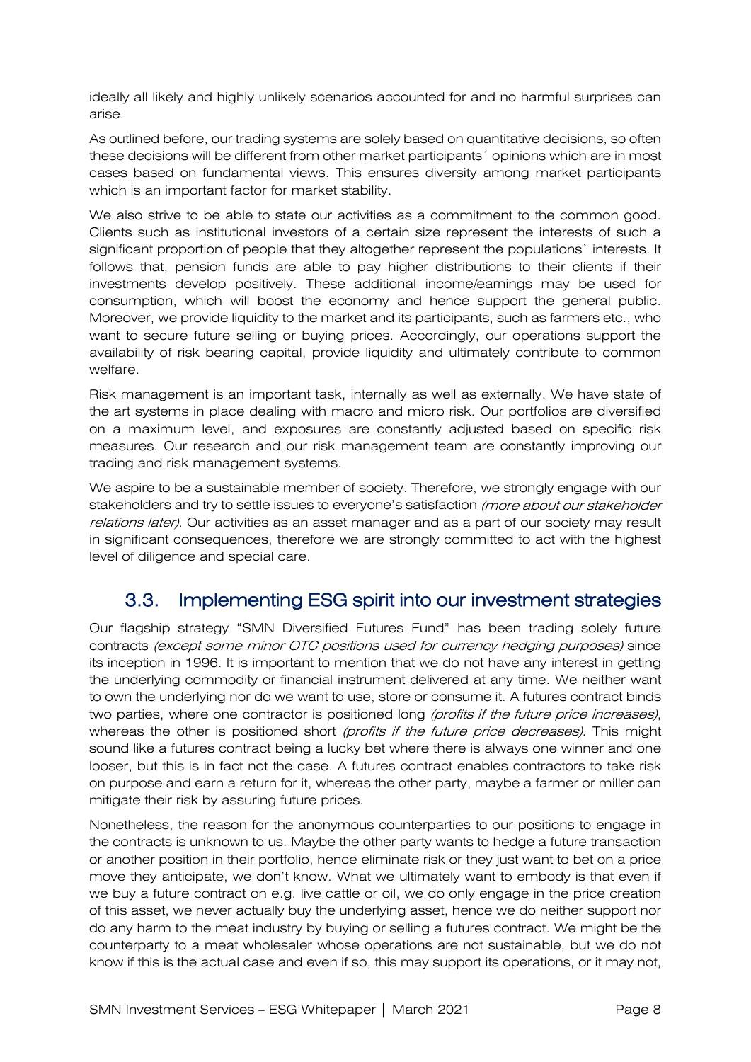ideally all likely and highly unlikely scenarios accounted for and no harmful surprises can arise.

As outlined before, our trading systems are solely based on quantitative decisions, so often these decisions will be different from other market participants´ opinions which are in most cases based on fundamental views. This ensures diversity among market participants which is an important factor for market stability.

We also strive to be able to state our activities as a commitment to the common good. Clients such as institutional investors of a certain size represent the interests of such a significant proportion of people that they altogether represent the populations` interests. It follows that, pension funds are able to pay higher distributions to their clients if their investments develop positively. These additional income/earnings may be used for consumption, which will boost the economy and hence support the general public. Moreover, we provide liquidity to the market and its participants, such as farmers etc., who want to secure future selling or buying prices. Accordingly, our operations support the availability of risk bearing capital, provide liquidity and ultimately contribute to common welfare.

Risk management is an important task, internally as well as externally. We have state of the art systems in place dealing with macro and micro risk. Our portfolios are diversified on a maximum level, and exposures are constantly adjusted based on specific risk measures. Our research and our risk management team are constantly improving our trading and risk management systems.

We aspire to be a sustainable member of society. Therefore, we strongly engage with our stakeholders and try to settle issues to everyone's satisfaction *(more about our stakeholder relations later)*. Our activities as an asset manager and as a part of our society may result in significant consequences, therefore we are strongly committed to act with the highest level of diligence and special care.

## 3.3. Implementing ESG spirit into our investment strategies

Our flagship strategy "SMN Diversified Futures Fund" has been trading solely future contracts *(except some minor OTC positions used for currency hedging purposes)* since its inception in 1996. It is important to mention that we do not have any interest in getting the underlying commodity or financial instrument delivered at any time. We neither want to own the underlying nor do we want to use, store or consume it. A futures contract binds two parties, where one contractor is positioned long *(profits if the future price increases)*, whereas the other is positioned short *(profits if the future price decreases)*. This might sound like a futures contract being a lucky bet where there is always one winner and one looser, but this is in fact not the case. A futures contract enables contractors to take risk on purpose and earn a return for it, whereas the other party, maybe a farmer or miller can mitigate their risk by assuring future prices.

Nonetheless, the reason for the anonymous counterparties to our positions to engage in the contracts is unknown to us. Maybe the other party wants to hedge a future transaction or another position in their portfolio, hence eliminate risk or they just want to bet on a price move they anticipate, we don't know. What we ultimately want to embody is that even if we buy a future contract on e.g. live cattle or oil, we do only engage in the price creation of this asset, we never actually buy the underlying asset, hence we do neither support nor do any harm to the meat industry by buying or selling a futures contract. We might be the counterparty to a meat wholesaler whose operations are not sustainable, but we do not know if this is the actual case and even if so, this may support its operations, or it may not,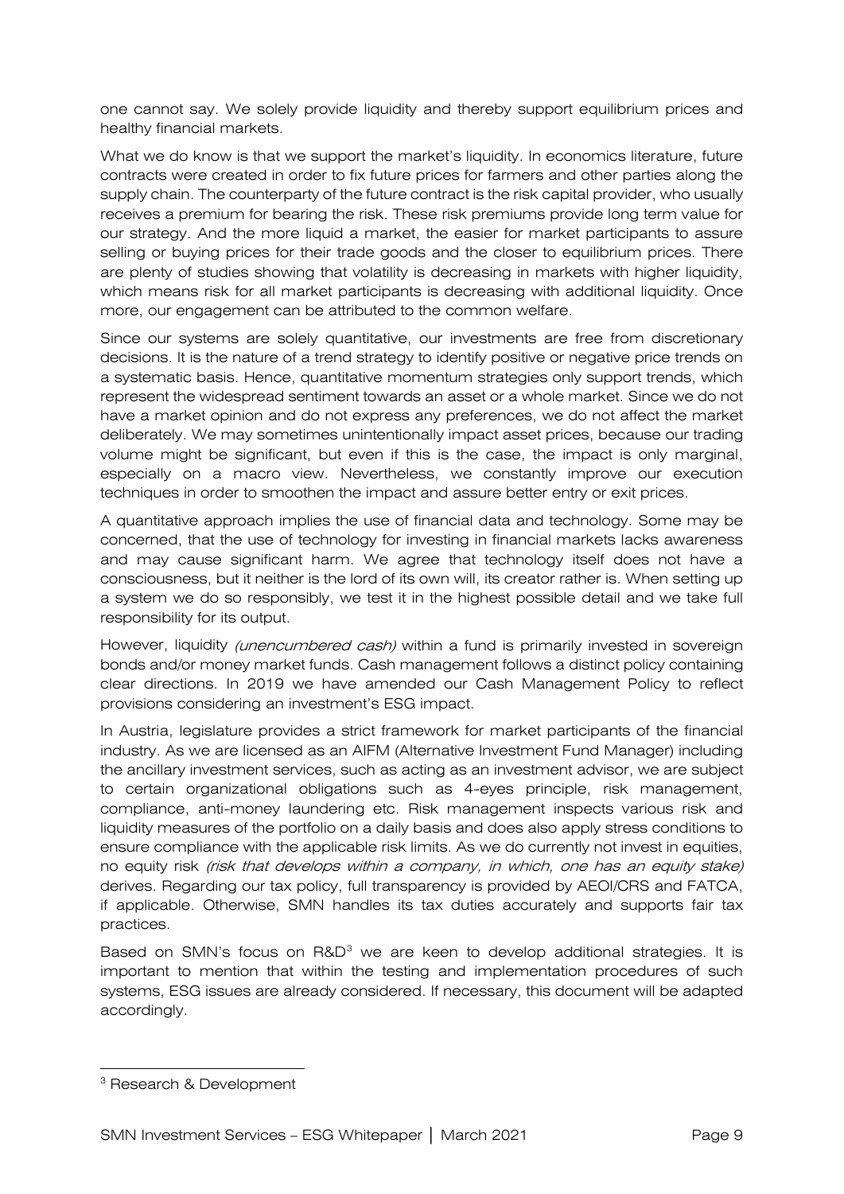one cannot say. We solely provide liquidity and thereby support equilibrium prices and healthy financial markets.

What we do know is that we support the market's liquidity. In economics literature, future contracts were created in order to fix future prices for farmers and other parties along the supply chain. The counterparty of the future contract is the risk capital provider, who usually receives a premium for bearing the risk. These risk premiums provide long term value for our strategy. And the more liquid a market, the easier for market participants to assure selling or buying prices for their trade goods and the closer to equilibrium prices. There are plenty of studies showing that volatility is decreasing in markets with higher liquidity, which means risk for all market participants is decreasing with additional liquidity. Once more, our engagement can be attributed to the common welfare.

Since our systems are solely quantitative, our investments are free from discretionary decisions. It is the nature of a trend strategy to identify positive or negative price trends on a systematic basis. Hence, quantitative momentum strategies only support trends, which represent the widespread sentiment towards an asset or a whole market. Since we do not have a market opinion and do not express any preferences, we do not affect the market deliberately. We may sometimes unintentionally impact asset prices, because our trading volume might be significant, but even if this is the case, the impact is only marginal, especially on a macro view. Nevertheless, we constantly improve our execution techniques in order to smoothen the impact and assure better entry or exit prices.

A quantitative approach implies the use of financial data and technology. Some may be concerned, that the use of technology for investing in financial markets lacks awareness and may cause significant harm. We agree that technology itself does not have a consciousness, but it neither is the lord of its own will, its creator rather is. When setting up a system we do so responsibly, we test it in the highest possible detail and we take full responsibility for its output.

However, liquidity *(unencumbered cash)* within a fund is primarily invested in sovereign bonds and/or money market funds. Cash management follows a distinct policy containing clear directions. In 2019 we have amended our Cash Management Policy to reflect provisions considering an investment's ESG impact.

In Austria, legislature provides a strict framework for market participants of the financial industry. As we are licensed as an AIFM (Alternative Investment Fund Manager) including the ancillary investment services, such as acting as an investment advisor, we are subject to certain organizational obligations such as 4-eyes principle, risk management, compliance, anti-money laundering etc. Risk management inspects various risk and liquidity measures of the portfolio on a daily basis and does also apply stress conditions to ensure compliance with the applicable risk limits. As we do currently not invest in equities, no equity risk *(risk that develops within a company, in which, one has an equity stake)* derives. Regarding our tax policy, full transparency is provided by AEOI/CRS and FATCA, if applicable. Otherwise, SMN handles its tax duties accurately and supports fair tax practices.

Based on SMN's focus on R&D[3] we are keen to develop additional strategies. It is important to mention that within the testing and implementation procedures of such systems, ESG issues are already considered. If necessary, this document will be adapted accordingly.

---

[3] Research & Development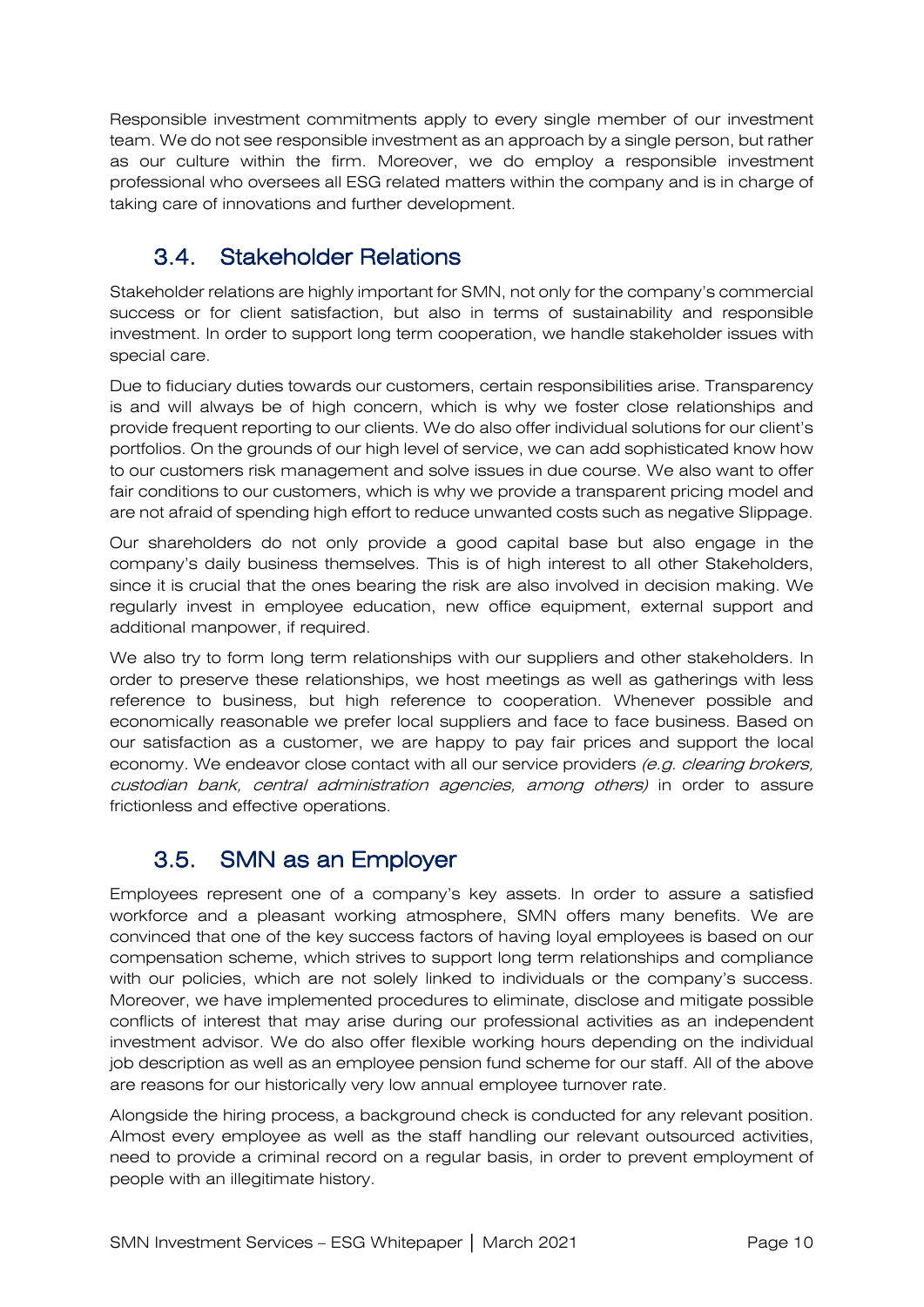Responsible investment commitments apply to every single member of our investment team. We do not see responsible investment as an approach by a single person, but rather as our culture within the firm. Moreover, we do employ a responsible investment professional who oversees all ESG related matters within the company and is in charge of taking care of innovations and further development.

## 3.4. Stakeholder Relations

Stakeholder relations are highly important for SMN, not only for the company's commercial success or for client satisfaction, but also in terms of sustainability and responsible investment. In order to support long term cooperation, we handle stakeholder issues with special care.

Due to fiduciary duties towards our customers, certain responsibilities arise. Transparency is and will always be of high concern, which is why we foster close relationships and provide frequent reporting to our clients. We do also offer individual solutions for our client's portfolios. On the grounds of our high level of service, we can add sophisticated know how to our customers risk management and solve issues in due course. We also want to offer fair conditions to our customers, which is why we provide a transparent pricing model and are not afraid of spending high effort to reduce unwanted costs such as negative Slippage.

Our shareholders do not only provide a good capital base but also engage in the company's daily business themselves. This is of high interest to all other Stakeholders, since it is crucial that the ones bearing the risk are also involved in decision making. We regularly invest in employee education, new office equipment, external support and additional manpower, if required.

We also try to form long term relationships with our suppliers and other stakeholders. In order to preserve these relationships, we host meetings as well as gatherings with less reference to business, but high reference to cooperation. Whenever possible and economically reasonable we prefer local suppliers and face to face business. Based on our satisfaction as a customer, we are happy to pay fair prices and support the local economy. We endeavor close contact with all our service providers *(e.g. clearing brokers, custodian bank, central administration agencies, among others)* in order to assure frictionless and effective operations.

## 3.5. SMN as an Employer

Employees represent one of a company's key assets. In order to assure a satisfied workforce and a pleasant working atmosphere, SMN offers many benefits. We are convinced that one of the key success factors of having loyal employees is based on our compensation scheme, which strives to support long term relationships and compliance with our policies, which are not solely linked to individuals or the company's success. Moreover, we have implemented procedures to eliminate, disclose and mitigate possible conflicts of interest that may arise during our professional activities as an independent investment advisor. We do also offer flexible working hours depending on the individual job description as well as an employee pension fund scheme for our staff. All of the above are reasons for our historically very low annual employee turnover rate.

Alongside the hiring process, a background check is conducted for any relevant position. Almost every employee as well as the staff handling our relevant outsourced activities, need to provide a criminal record on a regular basis, in order to prevent employment of people with an illegitimate history.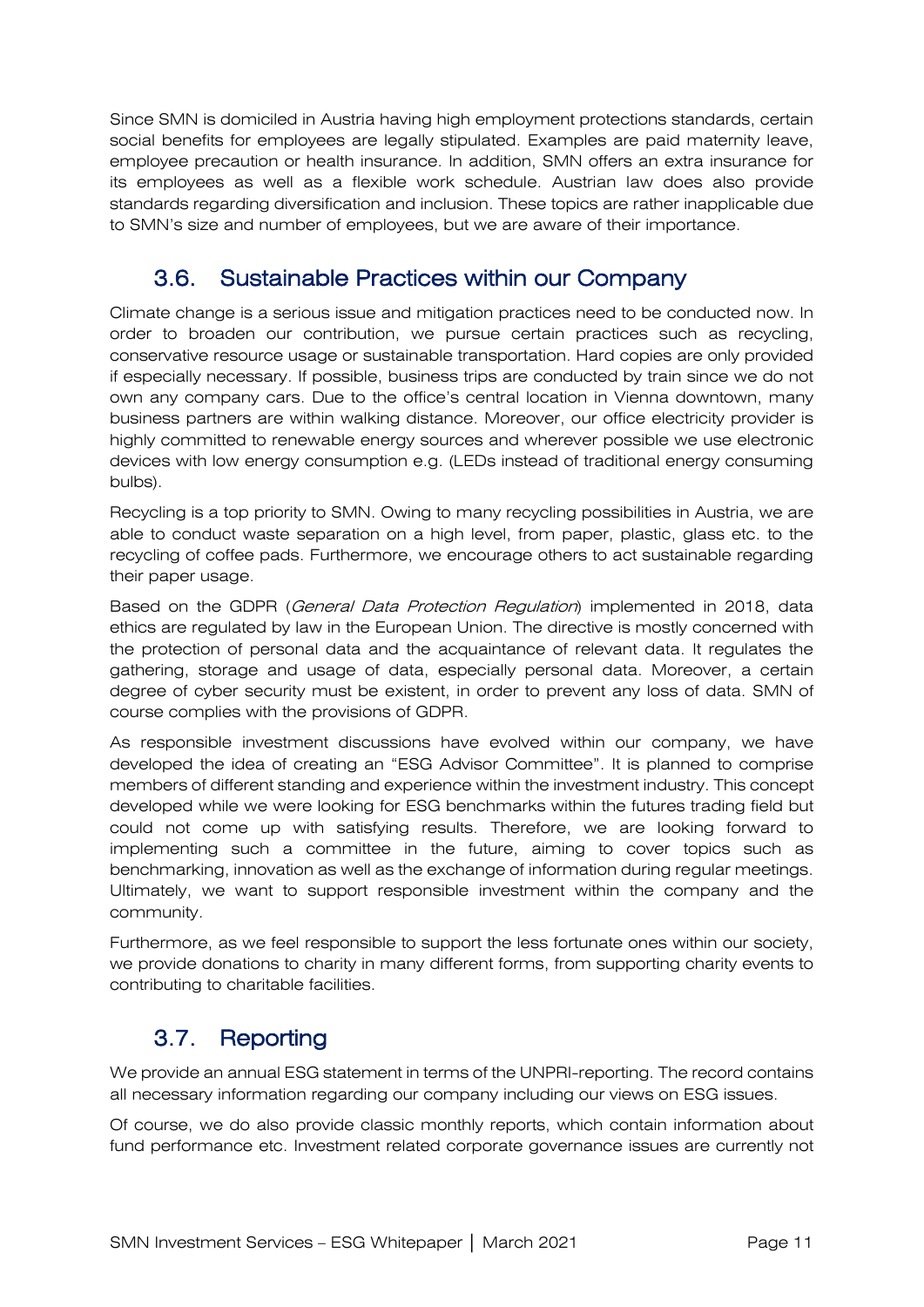Since SMN is domiciled in Austria having high employment protections standards, certain social benefits for employees are legally stipulated. Examples are paid maternity leave, employee precaution or health insurance. In addition, SMN offers an extra insurance for its employees as well as a flexible work schedule. Austrian law does also provide standards regarding diversification and inclusion. These topics are rather inapplicable due to SMN's size and number of employees, but we are aware of their importance.

## 3.6. Sustainable Practices within our Company

Climate change is a serious issue and mitigation practices need to be conducted now. In order to broaden our contribution, we pursue certain practices such as recycling, conservative resource usage or sustainable transportation. Hard copies are only provided if especially necessary. If possible, business trips are conducted by train since we do not own any company cars. Due to the office's central location in Vienna downtown, many business partners are within walking distance. Moreover, our office electricity provider is highly committed to renewable energy sources and wherever possible we use electronic devices with low energy consumption e.g. (LEDs instead of traditional energy consuming bulbs).

Recycling is a top priority to SMN. Owing to many recycling possibilities in Austria, we are able to conduct waste separation on a high level, from paper, plastic, glass etc. to the recycling of coffee pads. Furthermore, we encourage others to act sustainable regarding their paper usage.

Based on the GDPR (*General Data Protection Regulation*) implemented in 2018, data ethics are regulated by law in the European Union. The directive is mostly concerned with the protection of personal data and the acquaintance of relevant data. It regulates the gathering, storage and usage of data, especially personal data. Moreover, a certain degree of cyber security must be existent, in order to prevent any loss of data. SMN of course complies with the provisions of GDPR.

As responsible investment discussions have evolved within our company, we have developed the idea of creating an "ESG Advisor Committee". It is planned to comprise members of different standing and experience within the investment industry. This concept developed while we were looking for ESG benchmarks within the futures trading field but could not come up with satisfying results. Therefore, we are looking forward to implementing such a committee in the future, aiming to cover topics such as benchmarking, innovation as well as the exchange of information during regular meetings. Ultimately, we want to support responsible investment within the company and the community.

Furthermore, as we feel responsible to support the less fortunate ones within our society, we provide donations to charity in many different forms, from supporting charity events to contributing to charitable facilities.

## 3.7. Reporting

We provide an annual ESG statement in terms of the UNPRI-reporting. The record contains all necessary information regarding our company including our views on ESG issues.

Of course, we do also provide classic monthly reports, which contain information about fund performance etc. Investment related corporate governance issues are currently not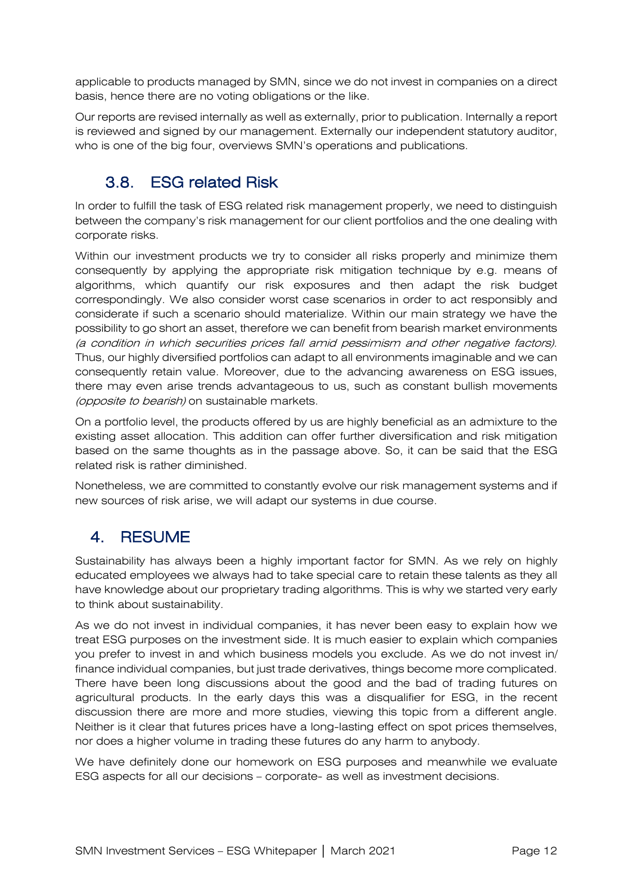applicable to products managed by SMN, since we do not invest in companies on a direct basis, hence there are no voting obligations or the like.

Our reports are revised internally as well as externally, prior to publication. Internally a report is reviewed and signed by our management. Externally our independent statutory auditor, who is one of the big four, overviews SMN's operations and publications.

## 3.8. ESG related Risk

In order to fulfill the task of ESG related risk management properly, we need to distinguish between the company's risk management for our client portfolios and the one dealing with corporate risks.

Within our investment products we try to consider all risks properly and minimize them consequently by applying the appropriate risk mitigation technique by e.g. means of algorithms, which quantify our risk exposures and then adapt the risk budget correspondingly. We also consider worst case scenarios in order to act responsibly and considerate if such a scenario should materialize. Within our main strategy we have the possibility to go short an asset, therefore we can benefit from bearish market environments *(a condition in which securities prices fall amid pessimism and other negative factors)*. Thus, our highly diversified portfolios can adapt to all environments imaginable and we can consequently retain value. Moreover, due to the advancing awareness on ESG issues, there may even arise trends advantageous to us, such as constant bullish movements *(opposite to bearish)* on sustainable markets.

On a portfolio level, the products offered by us are highly beneficial as an admixture to the existing asset allocation. This addition can offer further diversification and risk mitigation based on the same thoughts as in the passage above. So, it can be said that the ESG related risk is rather diminished.

Nonetheless, we are committed to constantly evolve our risk management systems and if new sources of risk arise, we will adapt our systems in due course.

# 4. RESUME

Sustainability has always been a highly important factor for SMN. As we rely on highly educated employees we always had to take special care to retain these talents as they all have knowledge about our proprietary trading algorithms. This is why we started very early to think about sustainability.

As we do not invest in individual companies, it has never been easy to explain how we treat ESG purposes on the investment side. It is much easier to explain which companies you prefer to invest in and which business models you exclude. As we do not invest in/ finance individual companies, but just trade derivatives, things become more complicated. There have been long discussions about the good and the bad of trading futures on agricultural products. In the early days this was a disqualifier for ESG, in the recent discussion there are more and more studies, viewing this topic from a different angle. Neither is it clear that futures prices have a long-lasting effect on spot prices themselves, nor does a higher volume in trading these futures do any harm to anybody.

We have definitely done our homework on ESG purposes and meanwhile we evaluate ESG aspects for all our decisions – corporate- as well as investment decisions.